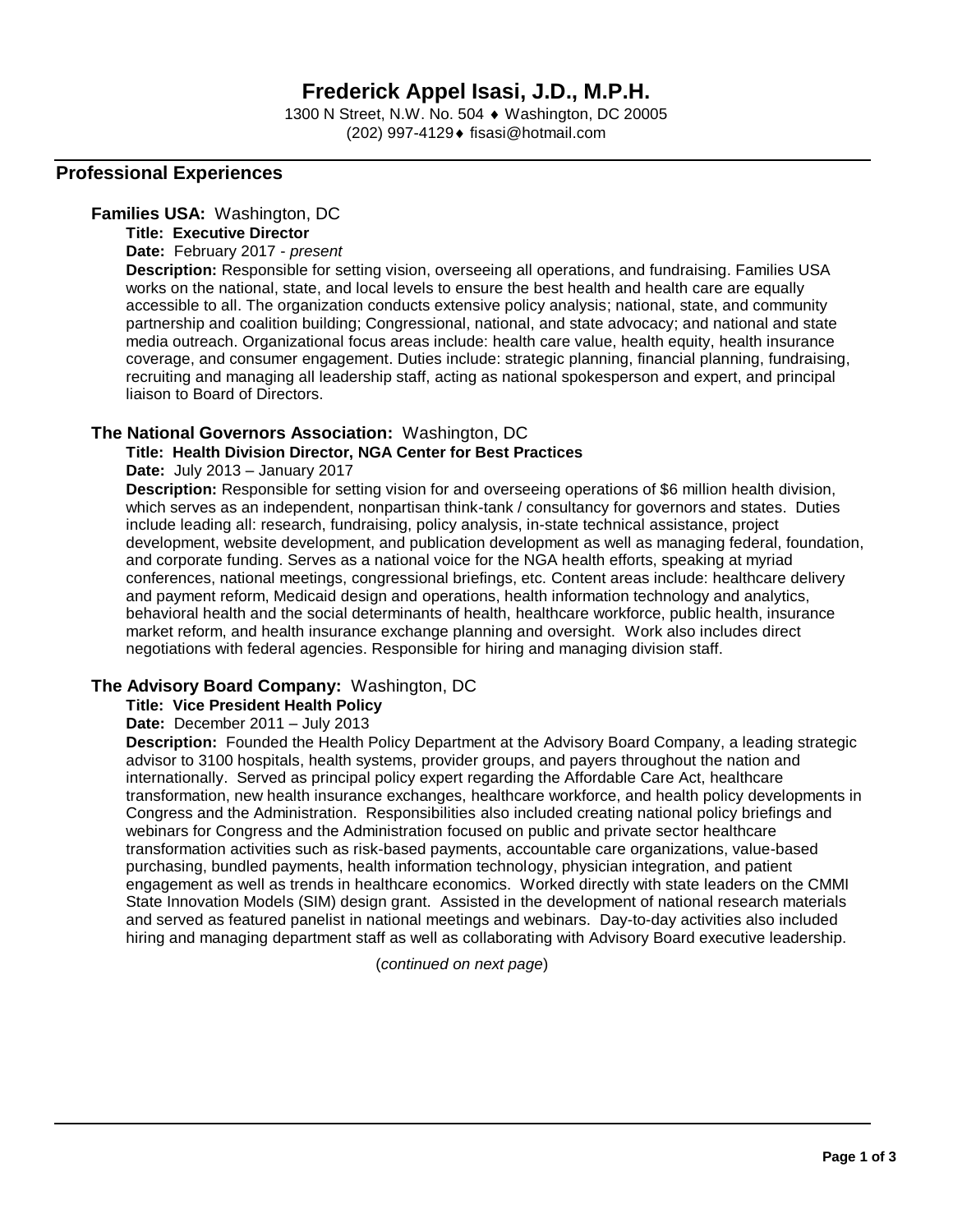# Frederick Appel Isasi, J.D., M.P.H.

1300 N Street, N.W. No. 504 ♦ Washington, DC 20005
(202) 997-4129♦ fisasi@hotmail.com

## Professional Experiences

### **Families USA:** Washington, DC

**Title: Executive Director**

**Date:** February 2017 - *present*

**Description:** Responsible for setting vision, overseeing all operations, and fundraising. Families USA works on the national, state, and local levels to ensure the best health and health care are equally accessible to all. The organization conducts extensive policy analysis; national, state, and community partnership and coalition building; Congressional, national, and state advocacy; and national and state media outreach. Organizational focus areas include: health care value, health equity, health insurance coverage, and consumer engagement. Duties include: strategic planning, financial planning, fundraising, recruiting and managing all leadership staff, acting as national spokesperson and expert, and principal liaison to Board of Directors.

### **The National Governors Association:** Washington, DC

**Title: Health Division Director, NGA Center for Best Practices**

**Date:** July 2013 – January 2017

**Description:** Responsible for setting vision for and overseeing operations of $6 million health division, which serves as an independent, nonpartisan think-tank / consultancy for governors and states. Duties include leading all: research, fundraising, policy analysis, in-state technical assistance, project development, website development, and publication development as well as managing federal, foundation, and corporate funding. Serves as a national voice for the NGA health efforts, speaking at myriad conferences, national meetings, congressional briefings, etc. Content areas include: healthcare delivery and payment reform, Medicaid design and operations, health information technology and analytics, behavioral health and the social determinants of health, healthcare workforce, public health, insurance market reform, and health insurance exchange planning and oversight. Work also includes direct negotiations with federal agencies. Responsible for hiring and managing division staff.

### **The Advisory Board Company:** Washington, DC

**Title: Vice President Health Policy**

**Date:** December 2011 – July 2013

**Description:** Founded the Health Policy Department at the Advisory Board Company, a leading strategic advisor to 3100 hospitals, health systems, provider groups, and payers throughout the nation and internationally. Served as principal policy expert regarding the Affordable Care Act, healthcare transformation, new health insurance exchanges, healthcare workforce, and health policy developments in Congress and the Administration. Responsibilities also included creating national policy briefings and webinars for Congress and the Administration focused on public and private sector healthcare transformation activities such as risk-based payments, accountable care organizations, value-based purchasing, bundled payments, health information technology, physician integration, and patient engagement as well as trends in healthcare economics. Worked directly with state leaders on the CMMI State Innovation Models (SIM) design grant. Assisted in the development of national research materials and served as featured panelist in national meetings and webinars. Day-to-day activities also included hiring and managing department staff as well as collaborating with Advisory Board executive leadership.

(*continued on next page*)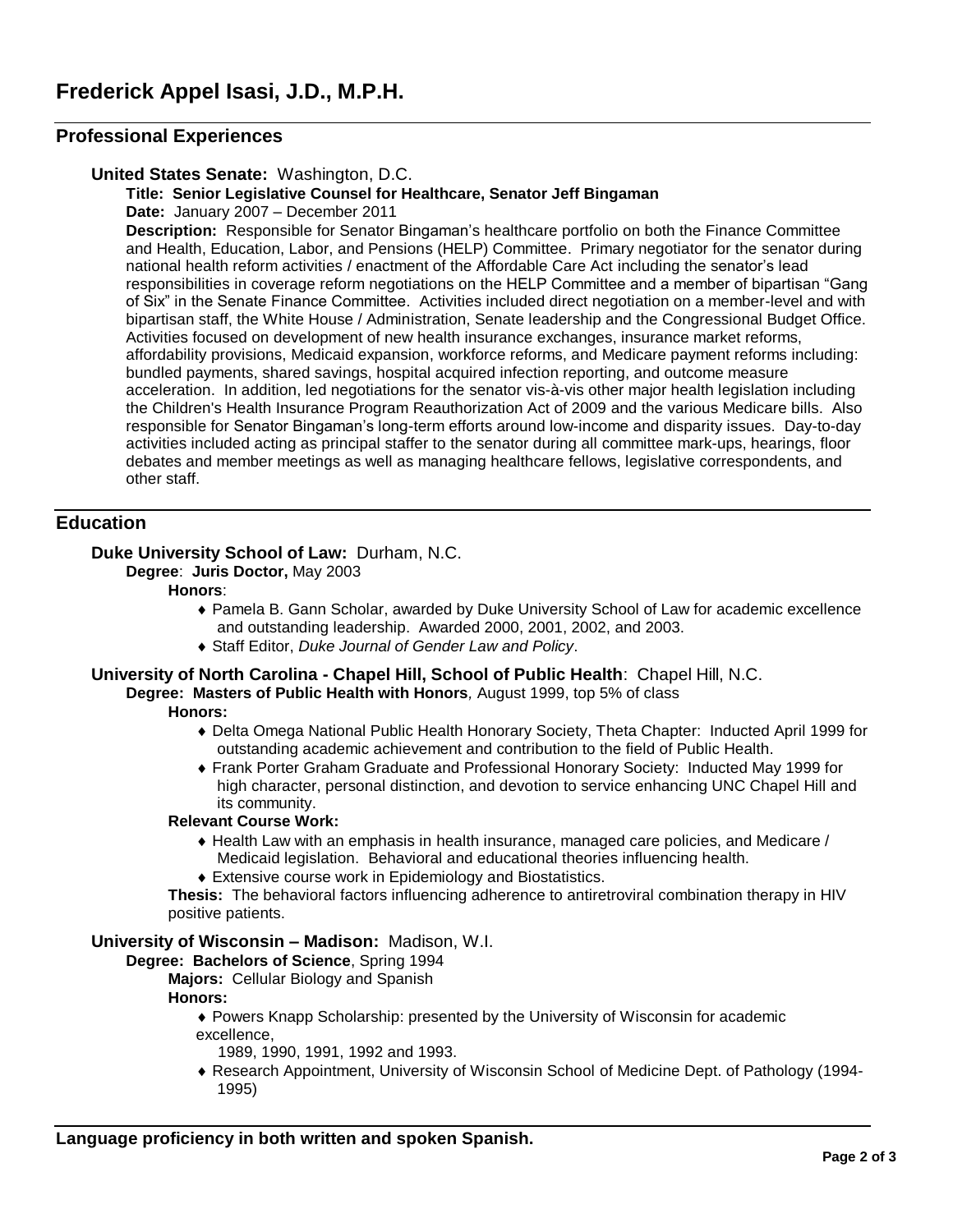# Frederick Appel Isasi, J.D., M.P.H.

## Professional Experiences

**United States Senate:** Washington, D.C.

**Title: Senior Legislative Counsel for Healthcare, Senator Jeff Bingaman**

**Date:** January 2007 – December 2011

**Description:** Responsible for Senator Bingaman's healthcare portfolio on both the Finance Committee and Health, Education, Labor, and Pensions (HELP) Committee. Primary negotiator for the senator during national health reform activities / enactment of the Affordable Care Act including the senator's lead responsibilities in coverage reform negotiations on the HELP Committee and a member of bipartisan "Gang of Six" in the Senate Finance Committee. Activities included direct negotiation on a member-level and with bipartisan staff, the White House / Administration, Senate leadership and the Congressional Budget Office. Activities focused on development of new health insurance exchanges, insurance market reforms, affordability provisions, Medicaid expansion, workforce reforms, and Medicare payment reforms including: bundled payments, shared savings, hospital acquired infection reporting, and outcome measure acceleration. In addition, led negotiations for the senator vis-à-vis other major health legislation including the Children's Health Insurance Program Reauthorization Act of 2009 and the various Medicare bills. Also responsible for Senator Bingaman's long-term efforts around low-income and disparity issues. Day-to-day activities included acting as principal staffer to the senator during all committee mark-ups, hearings, floor debates and member meetings as well as managing healthcare fellows, legislative correspondents, and other staff.

## Education

**Duke University School of Law:** Durham, N.C.

**Degree**: **Juris Doctor,** May 2003

**Honors**:

- Pamela B. Gann Scholar, awarded by Duke University School of Law for academic excellence and outstanding leadership. Awarded 2000, 2001, 2002, and 2003.
- Staff Editor, *Duke Journal of Gender Law and Policy*.

**University of North Carolina - Chapel Hill, School of Public Health**: Chapel Hill, N.C.

**Degree: Masters of Public Health with Honors***,* August 1999, top 5% of class

**Honors:**

- Delta Omega National Public Health Honorary Society, Theta Chapter: Inducted April 1999 for outstanding academic achievement and contribution to the field of Public Health.
- Frank Porter Graham Graduate and Professional Honorary Society: Inducted May 1999 for high character, personal distinction, and devotion to service enhancing UNC Chapel Hill and its community.

**Relevant Course Work:**

- Health Law with an emphasis in health insurance, managed care policies, and Medicare / Medicaid legislation. Behavioral and educational theories influencing health.
- Extensive course work in Epidemiology and Biostatistics.

**Thesis:** The behavioral factors influencing adherence to antiretroviral combination therapy in HIV positive patients.

**University of Wisconsin – Madison:** Madison, W.I.

**Degree: Bachelors of Science**, Spring 1994

**Majors:** Cellular Biology and Spanish

**Honors:**

- Powers Knapp Scholarship: presented by the University of Wisconsin for academic excellence, 1989, 1990, 1991, 1992 and 1993.
- Research Appointment, University of Wisconsin School of Medicine Dept. of Pathology (1994-1995)

**Language proficiency in both written and spoken Spanish.**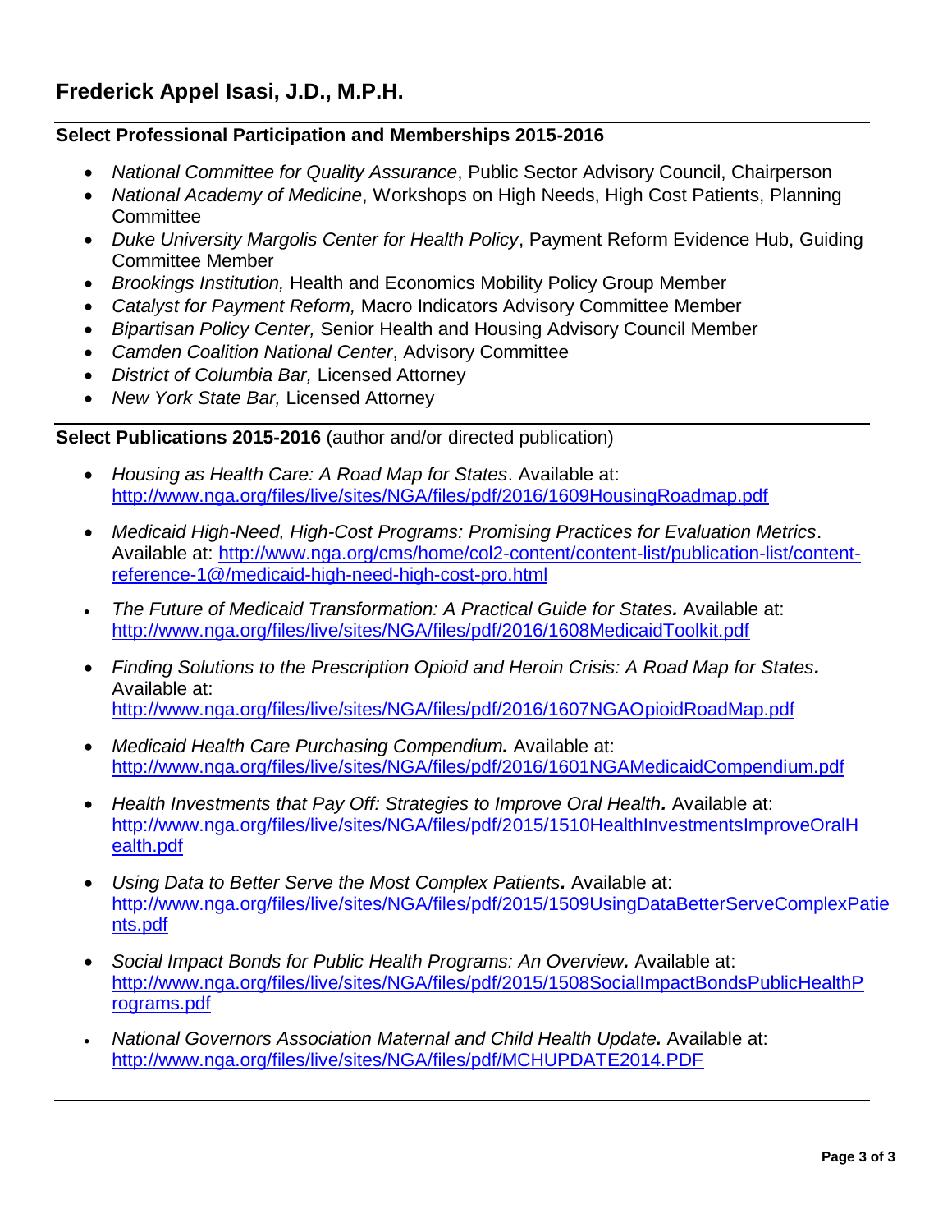# Frederick Appel Isasi, J.D., M.P.H.

## Select Professional Participation and Memberships 2015-2016

- *National Committee for Quality Assurance*, Public Sector Advisory Council, Chairperson
- *National Academy of Medicine*, Workshops on High Needs, High Cost Patients, Planning Committee
- *Duke University Margolis Center for Health Policy*, Payment Reform Evidence Hub, Guiding Committee Member
- *Brookings Institution,* Health and Economics Mobility Policy Group Member
- *Catalyst for Payment Reform,* Macro Indicators Advisory Committee Member
- *Bipartisan Policy Center,* Senior Health and Housing Advisory Council Member
- *Camden Coalition National Center*, Advisory Committee
- *District of Columbia Bar,* Licensed Attorney
- *New York State Bar,* Licensed Attorney

## **Select Publications 2015-2016** (author and/or directed publication)

- *Housing as Health Care: A Road Map for States*. Available at: http://www.nga.org/files/live/sites/NGA/files/pdf/2016/1609HousingRoadmap.pdf

- *Medicaid High-Need, High-Cost Programs: Promising Practices for Evaluation Metrics*. Available at: http://www.nga.org/cms/home/col2-content/content-list/publication-list/content-reference-1@/medicaid-high-need-high-cost-pro.html

- *The Future of Medicaid Transformation: A Practical Guide for States.* Available at: http://www.nga.org/files/live/sites/NGA/files/pdf/2016/1608MedicaidToolkit.pdf

- *Finding Solutions to the Prescription Opioid and Heroin Crisis: A Road Map for States.* Available at: http://www.nga.org/files/live/sites/NGA/files/pdf/2016/1607NGAOpioidRoadMap.pdf

- *Medicaid Health Care Purchasing Compendium.* Available at: http://www.nga.org/files/live/sites/NGA/files/pdf/2016/1601NGAMedicaidCompendium.pdf

- *Health Investments that Pay Off: Strategies to Improve Oral Health.* Available at: http://www.nga.org/files/live/sites/NGA/files/pdf/2015/1510HealthInvestmentsImproveOralHealth.pdf

- *Using Data to Better Serve the Most Complex Patients.* Available at: http://www.nga.org/files/live/sites/NGA/files/pdf/2015/1509UsingDataBetterServeComplexPatients.pdf

- *Social Impact Bonds for Public Health Programs: An Overview.* Available at: http://www.nga.org/files/live/sites/NGA/files/pdf/2015/1508SocialImpactBondsPublicHealthPrograms.pdf

- *National Governors Association Maternal and Child Health Update.* Available at: http://www.nga.org/files/live/sites/NGA/files/pdf/MCHUPDATE2014.PDF